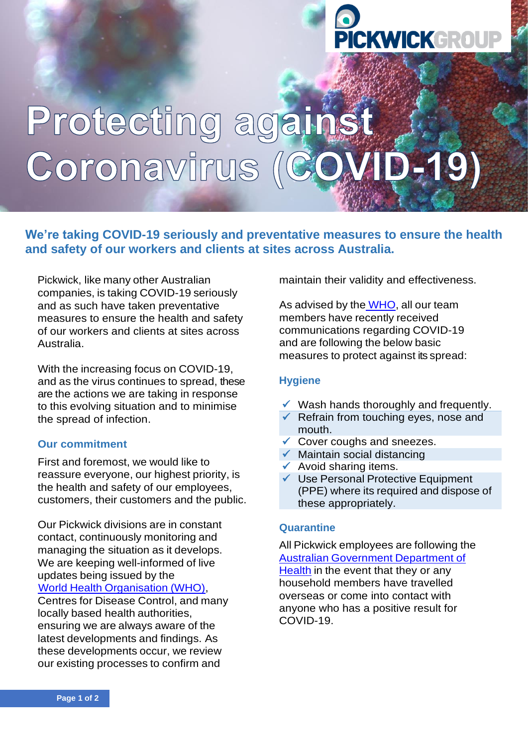PICKWICKGROUP

# Protecting against Coronavirus (COVID-19)

**We're taking COVID-19 seriously and preventative measures to ensure the health and safety of our workers and clients at sites across Australia.**

Pickwick, like many other Australian companies, is taking COVID-19 seriously and as such have taken preventative measures to ensure the health and safety of our workers and clients at sites across Australia.

With the increasing focus on COVID-19, and as the virus continues to spread, these are the actions we are taking in response to this evolving situation and to minimise the spread of infection.

### Our commitment

First and foremost, we would like to reassure everyone, our highest priority, is the health and safety of our employees, customers, their customers and the public.

Our Pickwick divisions are in constant contact, continuously monitoring and managing the situation as it develops. We are keeping well-informed of live updates being issued by the World Health Organisation (WHO), Centres for Disease Control, and many locally based health authorities, ensuring we are always aware of the latest developments and findings. As these developments occur, we review our existing processes to confirm and maintain their validity and effectiveness.

As advised by the WHO, all our team members have recently received communications regarding COVID-19 and are following the below basic measures to protect against its spread:

### Hygiene

- ✓ Wash hands thoroughly and frequently.
- ✓ Refrain from touching eyes, nose and mouth.
- ✓ Cover coughs and sneezes.
- ✓ Maintain social distancing
- ✓ Avoid sharing items.
- ✓ Use Personal Protective Equipment (PPE) where its required and dispose of these appropriately.

### Quarantine

All Pickwick employees are following the Australian Government Department of Health in the event that they or any household members have travelled overseas or come into contact with anyone who has a positive result for COVID-19.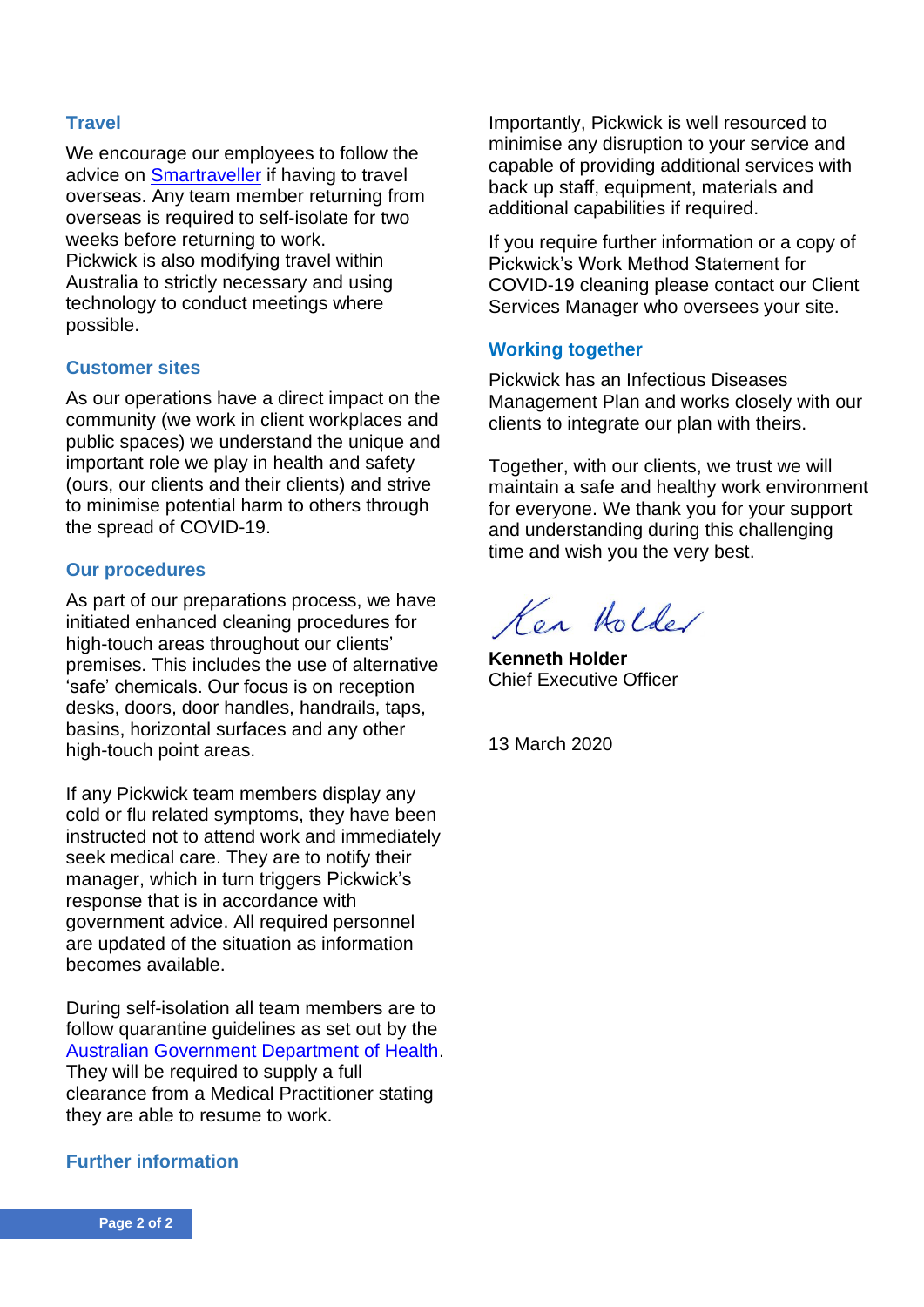## Travel

We encourage our employees to follow the advice on [Smartraveller](#) if having to travel overseas. Any team member returning from overseas is required to self-isolate for two weeks before returning to work.
Pickwick is also modifying travel within Australia to strictly necessary and using technology to conduct meetings where possible.

## Customer sites

As our operations have a direct impact on the community (we work in client workplaces and public spaces) we understand the unique and important role we play in health and safety (ours, our clients and their clients) and strive to minimise potential harm to others through the spread of COVID-19.

## Our procedures

As part of our preparations process, we have initiated enhanced cleaning procedures for high-touch areas throughout our clients' premises. This includes the use of alternative 'safe' chemicals. Our focus is on reception desks, doors, door handles, handrails, taps, basins, horizontal surfaces and any other high-touch point areas.

If any Pickwick team members display any cold or flu related symptoms, they have been instructed not to attend work and immediately seek medical care. They are to notify their manager, which in turn triggers Pickwick's response that is in accordance with government advice. All required personnel are updated of the situation as information becomes available.

During self-isolation all team members are to follow quarantine guidelines as set out by the [Australian Government Department of Health](#). They will be required to supply a full clearance from a Medical Practitioner stating they are able to resume to work.

## Further information

Importantly, Pickwick is well resourced to minimise any disruption to your service and capable of providing additional services with back up staff, equipment, materials and additional capabilities if required.

If you require further information or a copy of Pickwick's Work Method Statement for COVID-19 cleaning please contact our Client Services Manager who oversees your site.

## Working together

Pickwick has an Infectious Diseases Management Plan and works closely with our clients to integrate our plan with theirs.

Together, with our clients, we trust we will maintain a safe and healthy work environment for everyone. We thank you for your support and understanding during this challenging time and wish you the very best.

Ken Holder

**Kenneth Holder**
Chief Executive Officer

13 March 2020